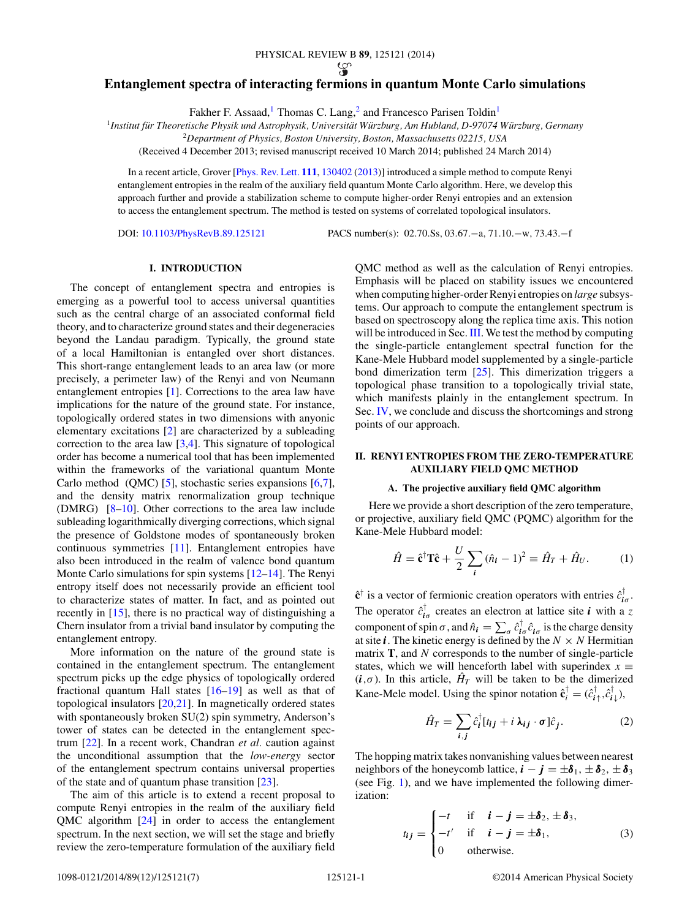# Entanglement spectra of interacting fermions in quantum Monte Carlo simulations

Fakher F. Assaad,[1] Thomas C. Lang,[2] and Francesco Parisen Toldin[1]

[1]*Institut für Theoretische Physik und Astrophysik, Universität Würzburg, Am Hubland, D-97074 Würzburg, Germany*

[2]*Department of Physics, Boston University, Boston, Massachusetts 02215, USA*

(Received 4 December 2013; revised manuscript received 10 March 2014; published 24 March 2014)

In a recent article, Grover [Phys. Rev. Lett. **111**, 130402 (2013)] introduced a simple method to compute Renyi entanglement entropies in the realm of the auxiliary field quantum Monte Carlo algorithm. Here, we develop this approach further and provide a stabilization scheme to compute higher-order Renyi entropies and an extension to access the entanglement spectrum. The method is tested on systems of correlated topological insulators.

DOI: 10.1103/PhysRevB.89.125121 PACS number(s): 02.70.Ss, 03.67.−a, 71.10.−w, 73.43.−f

## I. INTRODUCTION

The concept of entanglement spectra and entropies is emerging as a powerful tool to access universal quantities such as the central charge of an associated conformal field theory, and to characterize ground states and their degeneracies beyond the Landau paradigm. Typically, the ground state of a local Hamiltonian is entangled over short distances. This short-range entanglement leads to an area law (or more precisely, a perimeter law) of the Renyi and von Neumann entanglement entropies [1]. Corrections to the area law have implications for the nature of the ground state. For instance, topologically ordered states in two dimensions with anyonic elementary excitations [2] are characterized by a subleading correction to the area law [3,4]. This signature of topological order has become a numerical tool that has been implemented within the frameworks of the variational quantum Monte Carlo method (QMC) [5], stochastic series expansions [6,7], and the density matrix renormalization group technique (DMRG) [8–10]. Other corrections to the area law include subleading logarithmically diverging corrections, which signal the presence of Goldstone modes of spontaneously broken continuous symmetries [11]. Entanglement entropies have also been introduced in the realm of valence bond quantum Monte Carlo simulations for spin systems [12–14]. The Renyi entropy itself does not necessarily provide an efficient tool to characterize states of matter. In fact, and as pointed out recently in [15], there is no practical way of distinguishing a Chern insulator from a trivial band insulator by computing the entanglement entropy.

More information on the nature of the ground state is contained in the entanglement spectrum. The entanglement spectrum picks up the edge physics of topologically ordered fractional quantum Hall states [16–19] as well as that of topological insulators [20,21]. In magnetically ordered states with spontaneously broken SU(2) spin symmetry, Anderson's tower of states can be detected in the entanglement spectrum [22]. In a recent work, Chandran *et al.* caution against the unconditional assumption that the *low-energy* sector of the entanglement spectrum contains universal properties of the state and of quantum phase transition [23].

The aim of this article is to extend a recent proposal to compute Renyi entropies in the realm of the auxiliary field QMC algorithm [24] in order to access the entanglement spectrum. In the next section, we will set the stage and briefly review the zero-temperature formulation of the auxiliary field QMC method as well as the calculation of Renyi entropies. Emphasis will be placed on stability issues we encountered when computing higher-order Renyi entropies on *large* subsystems. Our approach to compute the entanglement spectrum is based on spectroscopy along the replica time axis. This notion will be introduced in Sec. III. We test the method by computing the single-particle entanglement spectral function for the Kane-Mele Hubbard model supplemented by a single-particle bond dimerization term [25]. This dimerization triggers a topological phase transition to a topologically trivial state, which manifests plainly in the entanglement spectrum. In Sec. IV, we conclude and discuss the shortcomings and strong points of our approach.

## II. RENYI ENTROPIES FROM THE ZERO-TEMPERATURE AUXILIARY FIELD QMC METHOD

### A. The projective auxiliary field QMC algorithm

Here we provide a short description of the zero temperature, or projective, auxiliary field QMC (PQMC) algorithm for the Kane-Mele Hubbard model:

$$\hat{H} = \hat{\mathbf{c}}^{\dagger}\mathbf{T}\hat{\mathbf{c}} + \frac{U}{2}\sum_{\boldsymbol{i}}(\hat{n}_{\boldsymbol{i}} - 1)^2 \equiv \hat{H}_T + \hat{H}_U. \tag{1}$$

$\hat{\mathbf{c}}^{\dagger}$ is a vector of fermionic creation operators with entries $\hat{c}^{\dagger}_{\boldsymbol{i}\sigma}$. The operator $\hat{c}^{\dagger}_{\boldsymbol{i}\sigma}$ creates an electron at lattice site $\boldsymbol{i}$ with a $z$ component of spin $\sigma$, and $\hat{n}_{\boldsymbol{i}} = \sum_{\sigma}\hat{c}^{\dagger}_{\boldsymbol{i}\sigma}\hat{c}_{\boldsymbol{i}\sigma}$ is the charge density at site $\boldsymbol{i}$. The kinetic energy is defined by the $N \times N$ Hermitian matrix $\mathbf{T}$, and $N$ corresponds to the number of single-particle states, which we will henceforth label with superindex $x \equiv (\boldsymbol{i},\sigma)$. In this article, $\hat{H}_T$ will be taken to be the dimerized Kane-Mele model. Using the spinor notation $\hat{\mathbf{c}}^{\dagger}_{\boldsymbol{i}} = (\hat{c}^{\dagger}_{\boldsymbol{i}\uparrow},\hat{c}^{\dagger}_{\boldsymbol{i}\downarrow})$,

$$\hat{H}_T = \sum_{\boldsymbol{i},\boldsymbol{j}}\hat{\mathbf{c}}^{\dagger}_{\boldsymbol{i}}[t_{\boldsymbol{ij}} + i\,\boldsymbol{\lambda}_{\boldsymbol{ij}}\cdot\boldsymbol{\sigma}]\hat{\mathbf{c}}_{\boldsymbol{j}}. \tag{2}$$

The hopping matrix takes nonvanishing values between nearest neighbors of the honeycomb lattice, $\boldsymbol{i} - \boldsymbol{j} = \pm\boldsymbol{\delta}_1, \pm\boldsymbol{\delta}_2, \pm\boldsymbol{\delta}_3$ (see Fig. 1), and we have implemented the following dimerization:

$$t_{\boldsymbol{ij}} = \begin{cases} -t & \text{if} \quad \boldsymbol{i} - \boldsymbol{j} = \pm\boldsymbol{\delta}_2, \pm\boldsymbol{\delta}_3, \\ -t' & \text{if} \quad \boldsymbol{i} - \boldsymbol{j} = \pm\boldsymbol{\delta}_1, \\ 0 & \text{otherwise}. \end{cases} \tag{3}$$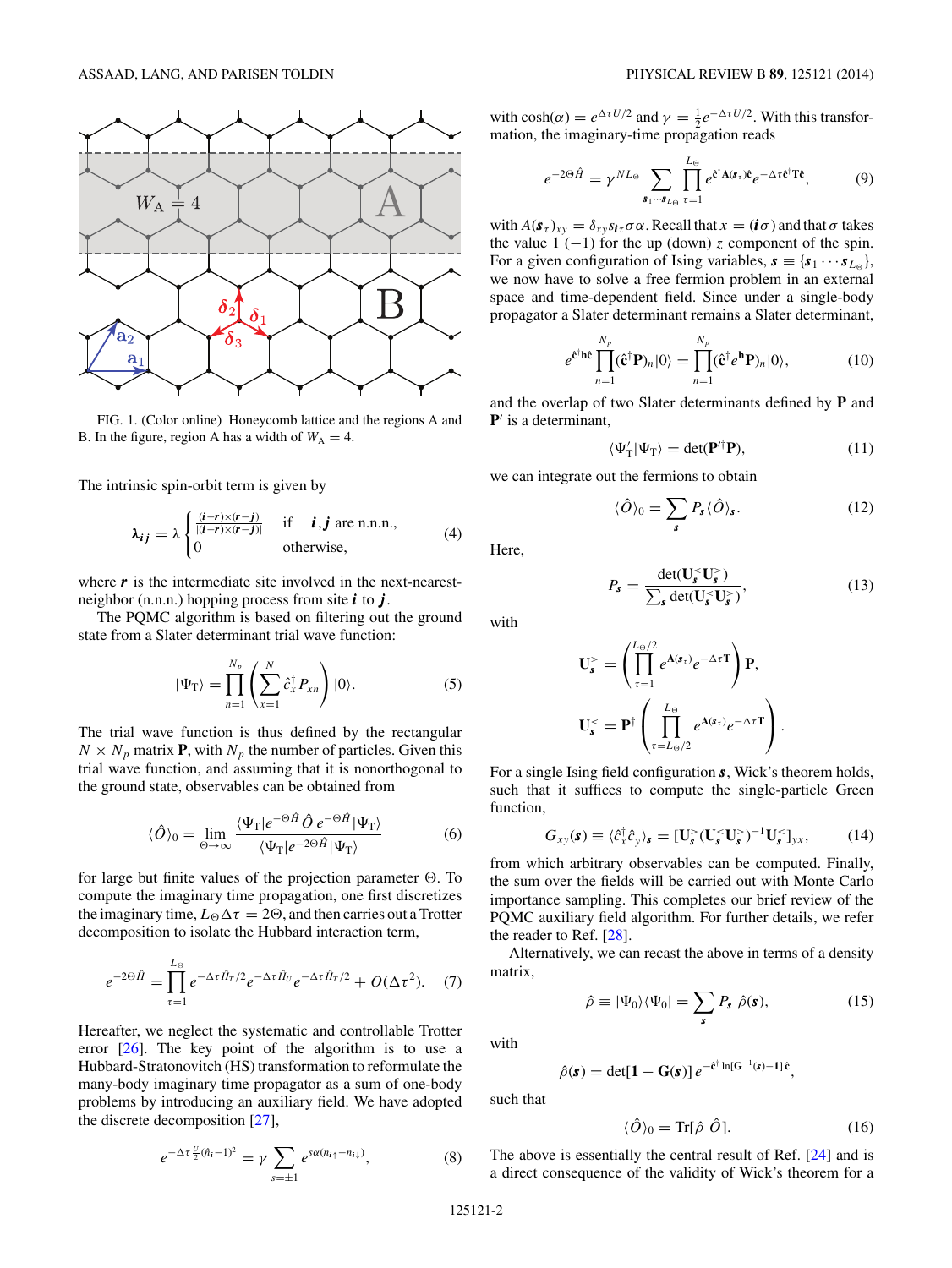FIG. 1. (Color online) Honeycomb lattice and the regions A and B. In the figure, region A has a width of $W_A = 4$.

The intrinsic spin-orbit term is given by

$$\boldsymbol{\lambda}_{ij} = \lambda \begin{cases} \frac{(\boldsymbol{i}-\boldsymbol{r})\times(\boldsymbol{r}-\boldsymbol{j})}{|(\boldsymbol{i}-\boldsymbol{r})\times(\boldsymbol{r}-\boldsymbol{j})|} & \text{if} \quad \boldsymbol{i},\boldsymbol{j} \text{ are n.n.n.,} \\ 0 & \text{otherwise,} \end{cases} \tag{4}$$

where $\boldsymbol{r}$ is the intermediate site involved in the next-nearest-neighbor (n.n.n.) hopping process from site $\boldsymbol{i}$ to $\boldsymbol{j}$.

The PQMC algorithm is based on filtering out the ground state from a Slater determinant trial wave function:

$$|\Psi_T\rangle = \prod_{n=1}^{N_p} \left( \sum_{x=1}^{N} \hat{c}_x^\dagger P_{xn} \right) |0\rangle. \tag{5}$$

The trial wave function is thus defined by the rectangular $N \times N_p$ matrix $\mathbf{P}$, with $N_p$ the number of particles. Given this trial wave function, and assuming that it is nonorthogonal to the ground state, observables can be obtained from

$$\langle \hat{O} \rangle_0 = \lim_{\Theta \to \infty} \frac{\langle \Psi_T | e^{-\Theta \hat{H}}\, \hat{O}\, e^{-\Theta \hat{H}} | \Psi_T \rangle}{\langle \Psi_T | e^{-2\Theta \hat{H}} | \Psi_T \rangle} \tag{6}$$

for large but finite values of the projection parameter $\Theta$. To compute the imaginary time propagation, one first discretizes the imaginary time, $L_\Theta \Delta\tau = 2\Theta$, and then carries out a Trotter decomposition to isolate the Hubbard interaction term,

$$e^{-2\Theta \hat{H}} = \prod_{\tau=1}^{L_\Theta} e^{-\Delta\tau \hat{H}_T/2} e^{-\Delta\tau \hat{H}_U} e^{-\Delta\tau \hat{H}_T/2} + O(\Delta\tau^2). \tag{7}$$

Hereafter, we neglect the systematic and controllable Trotter error [26]. The key point of the algorithm is to use a Hubbard-Stratonovitch (HS) transformation to reformulate the many-body imaginary time propagator as a sum of one-body problems by introducing an auxiliary field. We have adopted the discrete decomposition [27],

$$e^{-\Delta\tau \frac{U}{2}(\hat{n}_i - 1)^2} = \gamma \sum_{s=\pm 1} e^{s\alpha(\hat{n}_{i\uparrow} - \hat{n}_{i\downarrow})}, \tag{8}$$

with $\cosh(\alpha) = e^{\Delta\tau U/2}$ and $\gamma = \frac{1}{2} e^{-\Delta\tau U/2}$. With this transformation, the imaginary-time propagation reads

$$e^{-2\Theta \hat{H}} = \gamma^{N L_\Theta} \sum_{\boldsymbol{s}_1 \cdots \boldsymbol{s}_{L_\Theta}} \prod_{\tau=1}^{L_\Theta} e^{\hat{\mathbf{c}}^\dagger \mathbf{A}(\boldsymbol{s}_\tau) \hat{\mathbf{c}}} e^{-\Delta\tau \hat{\mathbf{c}}^\dagger \mathbf{T} \hat{\mathbf{c}}}, \tag{9}$$

with $A(\boldsymbol{s}_\tau)_{xy} = \delta_{xy} s_{\boldsymbol{i}\tau} \sigma \alpha$. Recall that $x = (\boldsymbol{i}\sigma)$ and that $\sigma$ takes the value 1 ($-1$) for the up (down) $z$ component of the spin. For a given configuration of Ising variables, $\boldsymbol{s} \equiv \{\boldsymbol{s}_1 \cdots \boldsymbol{s}_{L_\Theta}\}$, we now have to solve a free fermion problem in an external space and time-dependent field. Since under a single-body propagator a Slater determinant remains a Slater determinant,

$$e^{\hat{\mathbf{c}}^\dagger \mathbf{h} \hat{\mathbf{c}}} \prod_{n=1}^{N_p} (\hat{\mathbf{c}}^\dagger \mathbf{P})_n |0\rangle = \prod_{n=1}^{N_p} (\hat{\mathbf{c}}^\dagger e^{\mathbf{h}} \mathbf{P})_n |0\rangle, \tag{10}$$

and the overlap of two Slater determinants defined by $\mathbf{P}$ and $\mathbf{P}'$ is a determinant,

$$\langle \Psi_T' | \Psi_T \rangle = \det(\mathbf{P}'^\dagger \mathbf{P}), \tag{11}$$

we can integrate out the fermions to obtain

$$\langle \hat{O} \rangle_0 = \sum_{\boldsymbol{s}} P_{\boldsymbol{s}} \langle \hat{O} \rangle_{\boldsymbol{s}}. \tag{12}$$

Here,

$$P_{\boldsymbol{s}} = \frac{\det(\mathbf{U}_{\boldsymbol{s}}^< \mathbf{U}_{\boldsymbol{s}}^>)}{\sum_{\boldsymbol{s}} \det(\mathbf{U}_{\boldsymbol{s}}^< \mathbf{U}_{\boldsymbol{s}}^>)}, \tag{13}$$

with

$$\mathbf{U}_{\boldsymbol{s}}^> = \left( \prod_{\tau=1}^{L_\Theta/2} e^{\mathbf{A}(\boldsymbol{s}_\tau)} e^{-\Delta\tau \mathbf{T}} \right) \mathbf{P},$$

$$\mathbf{U}_{\boldsymbol{s}}^< = \mathbf{P}^\dagger \left( \prod_{\tau=L_\Theta/2}^{L_\Theta} e^{\mathbf{A}(\boldsymbol{s}_\tau)} e^{-\Delta\tau \mathbf{T}} \right).$$

For a single Ising field configuration $\boldsymbol{s}$, Wick's theorem holds, such that it suffices to compute the single-particle Green function,

$$G_{xy}(\boldsymbol{s}) \equiv \langle \hat{c}_x^\dagger \hat{c}_y \rangle_{\boldsymbol{s}} = [\mathbf{U}_{\boldsymbol{s}}^> (\mathbf{U}_{\boldsymbol{s}}^< \mathbf{U}_{\boldsymbol{s}}^>)^{-1} \mathbf{U}_{\boldsymbol{s}}^<]_{yx}, \tag{14}$$

from which arbitrary observables can be computed. Finally, the sum over the fields will be carried out with Monte Carlo importance sampling. This completes our brief review of the PQMC auxiliary field algorithm. For further details, we refer the reader to Ref. [28].

Alternatively, we can recast the above in terms of a density matrix,

$$\hat{\rho} \equiv |\Psi_0\rangle\langle\Psi_0| = \sum_{\boldsymbol{s}} P_{\boldsymbol{s}}\, \hat{\rho}(\boldsymbol{s}), \tag{15}$$

with

$$\hat{\rho}(\boldsymbol{s}) = \det[\mathbf{1} - \mathbf{G}(\boldsymbol{s})]\, e^{-\hat{\mathbf{c}}^\dagger \ln[\mathbf{G}^{-1}(\boldsymbol{s}) - \mathbf{1}]\, \hat{\mathbf{c}}},$$

such that

$$\langle \hat{O} \rangle_0 = \mathrm{Tr}[\hat{\rho}\ \hat{O}]. \tag{16}$$

The above is essentially the central result of Ref. [24] and is a direct consequence of the validity of Wick's theorem for a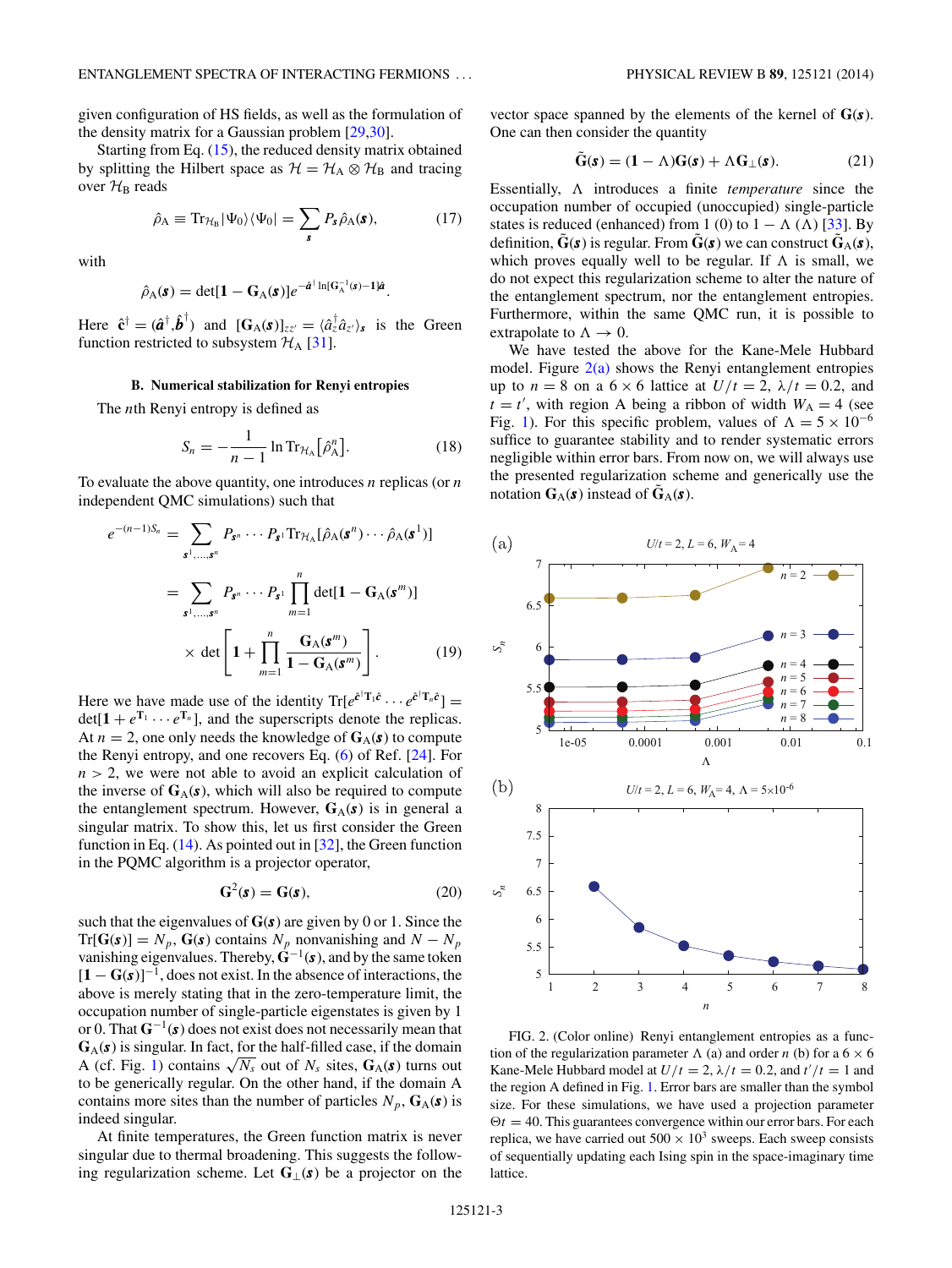given configuration of HS fields, as well as the formulation of the density matrix for a Gaussian problem [29,30].

Starting from Eq. (15), the reduced density matrix obtained by splitting the Hilbert space as $\mathcal{H} = \mathcal{H}_A \otimes \mathcal{H}_B$ and tracing over $\mathcal{H}_B$ reads

$$\hat{\rho}_A \equiv \mathrm{Tr}_{\mathcal{H}_B} |\Psi_0\rangle\langle\Psi_0| = \sum_{\boldsymbol{s}} P_{\boldsymbol{s}} \hat{\rho}_A(\boldsymbol{s}), \tag{17}$$

with

$$\hat{\rho}_A(\boldsymbol{s}) = \det[\mathbf{1} - \mathbf{G}_A(\boldsymbol{s})] e^{-\hat{\boldsymbol{a}}^\dagger \ln[\mathbf{G}_A^{-1}(\boldsymbol{s}) - \mathbf{1}]\hat{\boldsymbol{a}}}.$$

Here $\hat{\mathbf{c}}^\dagger = (\hat{\boldsymbol{a}}^\dagger, \hat{\boldsymbol{b}}^\dagger)$ and $[\mathbf{G}_A(\boldsymbol{s})]_{zz'} = \langle \hat{a}_z^\dagger \hat{a}_{z'} \rangle_{\boldsymbol{s}}$ is the Green function restricted to subsystem $\mathcal{H}_A$ [31].

### B. Numerical stabilization for Renyi entropies

The $n$th Renyi entropy is defined as

$$S_n = -\frac{1}{n-1} \ln \mathrm{Tr}_{\mathcal{H}_A}\left[\hat{\rho}_A^n\right]. \tag{18}$$

To evaluate the above quantity, one introduces $n$ replicas (or $n$ independent QMC simulations) such that

$$\begin{aligned} e^{-(n-1)S_n} &= \sum_{\boldsymbol{s}^1,\ldots,\boldsymbol{s}^n} P_{\boldsymbol{s}^n} \cdots P_{\boldsymbol{s}^1} \mathrm{Tr}_{\mathcal{H}_A}[\hat{\rho}_A(\boldsymbol{s}^n) \cdots \hat{\rho}_A(\boldsymbol{s}^1)] \\ &= \sum_{\boldsymbol{s}^1,\ldots,\boldsymbol{s}^n} P_{\boldsymbol{s}^n} \cdots P_{\boldsymbol{s}^1} \prod_{m=1}^{n} \det[\mathbf{1} - \mathbf{G}_A(\boldsymbol{s}^m)] \\ &\quad \times \det\left[\mathbf{1} + \prod_{m=1}^{n} \frac{\mathbf{G}_A(\boldsymbol{s}^m)}{\mathbf{1} - \mathbf{G}_A(\boldsymbol{s}^m)}\right]. \end{aligned} \tag{19}$$

Here we have made use of the identity $\mathrm{Tr}[e^{\hat{\mathbf{c}}^\dagger \mathbf{T}_1 \hat{\mathbf{c}}} \cdots e^{\hat{\mathbf{c}}^\dagger \mathbf{T}_n \hat{\mathbf{c}}}] = \det[\mathbf{1} + e^{\mathbf{T}_1} \cdots e^{\mathbf{T}_n}]$, and the superscripts denote the replicas. At $n = 2$, one only needs the knowledge of $\mathbf{G}_A(\boldsymbol{s})$ to compute the Renyi entropy, and one recovers Eq. (6) of Ref. [24]. For $n > 2$, we were not able to avoid an explicit calculation of the inverse of $\mathbf{G}_A(\boldsymbol{s})$, which will also be required to compute the entanglement spectrum. However, $\mathbf{G}_A(\boldsymbol{s})$ is in general a singular matrix. To show this, let us first consider the Green function in Eq. (14). As pointed out in [32], the Green function in the PQMC algorithm is a projector operator,

$$\mathbf{G}^2(\boldsymbol{s}) = \mathbf{G}(\boldsymbol{s}), \tag{20}$$

such that the eigenvalues of $\mathbf{G}(\boldsymbol{s})$ are given by 0 or 1. Since the $\mathrm{Tr}[\mathbf{G}(\boldsymbol{s})] = N_p$, $\mathbf{G}(\boldsymbol{s})$ contains $N_p$ nonvanishing and $N - N_p$ vanishing eigenvalues. Thereby, $\mathbf{G}^{-1}(\boldsymbol{s})$, and by the same token $[\mathbf{1} - \mathbf{G}(\boldsymbol{s})]^{-1}$, does not exist. In the absence of interactions, the above is merely stating that in the zero-temperature limit, the occupation number of single-particle eigenstates is given by 1 or 0. That $\mathbf{G}^{-1}(\boldsymbol{s})$ does not exist does not necessarily mean that $\mathbf{G}_A(\boldsymbol{s})$ is singular. In fact, for the half-filled case, if the domain A (cf. Fig. 1) contains $\sqrt{N_s}$ out of $N_s$ sites, $\mathbf{G}_A(\boldsymbol{s})$ turns out to be generically regular. On the other hand, if the domain A contains more sites than the number of particles $N_p$, $\mathbf{G}_A(\boldsymbol{s})$ is indeed singular.

At finite temperatures, the Green function matrix is never singular due to thermal broadening. This suggests the following regularization scheme. Let $\mathbf{G}_\perp(\boldsymbol{s})$ be a projector on the vector space spanned by the elements of the kernel of $\mathbf{G}(\boldsymbol{s})$. One can then consider the quantity

$$\tilde{\mathbf{G}}(\boldsymbol{s}) = (\mathbf{1} - \Lambda)\mathbf{G}(\boldsymbol{s}) + \Lambda \mathbf{G}_\perp(\boldsymbol{s}). \tag{21}$$

Essentially, $\Lambda$ introduces a finite *temperature* since the occupation number of occupied (unoccupied) single-particle states is reduced (enhanced) from 1 (0) to $1 - \Lambda$ ($\Lambda$) [33]. By definition, $\tilde{\mathbf{G}}(\boldsymbol{s})$ is regular. From $\tilde{\mathbf{G}}(\boldsymbol{s})$ we can construct $\tilde{\mathbf{G}}_A(\boldsymbol{s})$, which proves equally well to be regular. If $\Lambda$ is small, we do not expect this regularization scheme to alter the nature of the entanglement spectrum, nor the entanglement entropies. Furthermore, within the same QMC run, it is possible to extrapolate to $\Lambda \to 0$.

We have tested the above for the Kane-Mele Hubbard model. Figure 2(a) shows the Renyi entanglement entropies up to $n = 8$ on a $6 \times 6$ lattice at $U/t = 2$, $\lambda/t = 0.2$, and $t = t'$, with region A being a ribbon of width $W_A = 4$ (see Fig. 1). For this specific problem, values of $\Lambda = 5 \times 10^{-6}$ suffice to guarantee stability and to render systematic errors negligible within error bars. From now on, we will always use the presented regularization scheme and generically use the notation $\mathbf{G}_A(\boldsymbol{s})$ instead of $\tilde{\mathbf{G}}_A(\boldsymbol{s})$.

FIG. 2. (Color online) Renyi entanglement entropies as a function of the regularization parameter $\Lambda$ (a) and order $n$ (b) for a $6 \times 6$ Kane-Mele Hubbard model at $U/t = 2$, $\lambda/t = 0.2$, and $t'/t = 1$ and the region A defined in Fig. 1. Error bars are smaller than the symbol size. For these simulations, we have used a projection parameter $\Theta t = 40$. This guarantees convergence within our error bars. For each replica, we have carried out $500 \times 10^3$ sweeps. Each sweep consists of sequentially updating each Ising spin in the space-imaginary time lattice.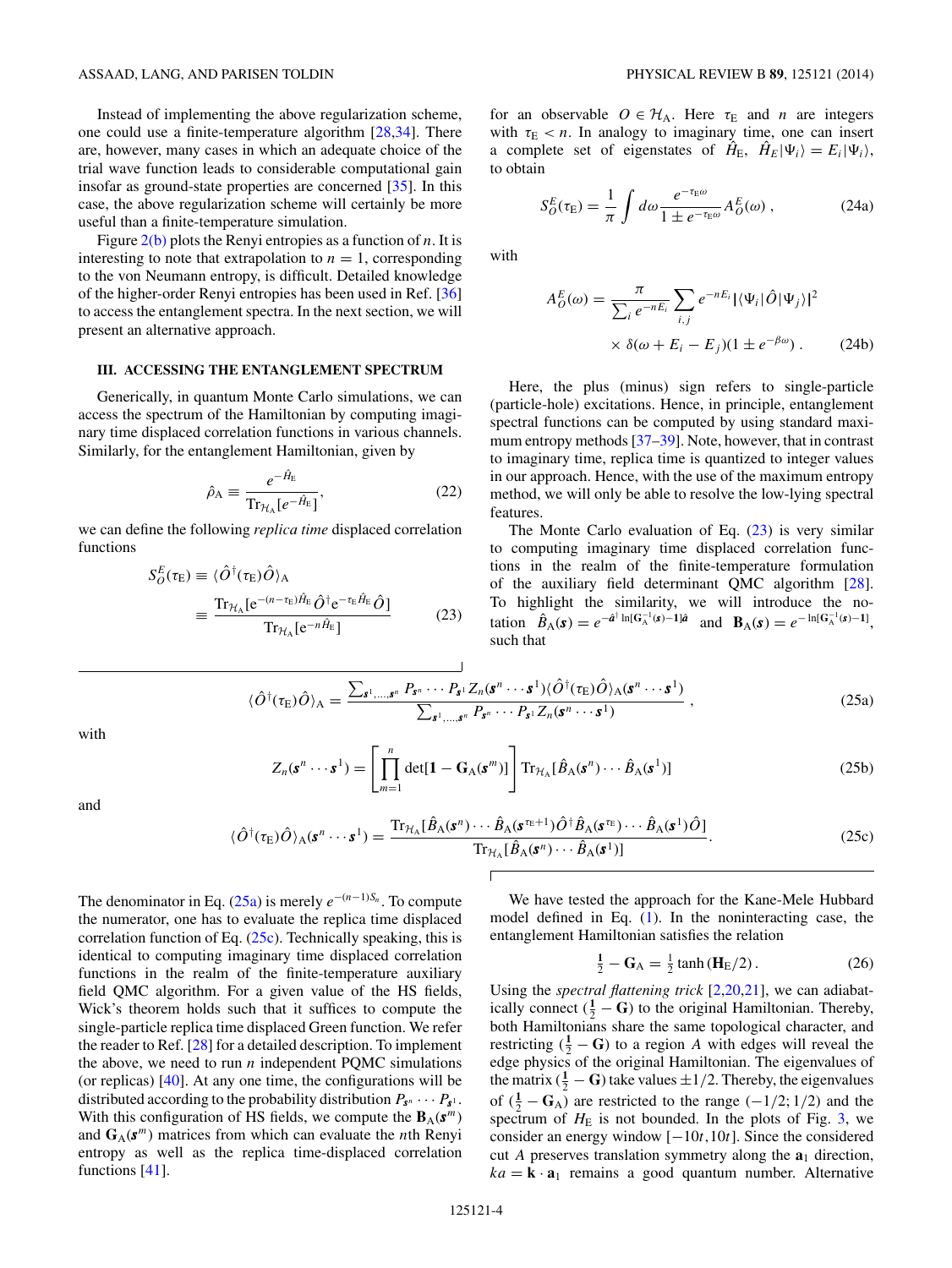Instead of implementing the above regularization scheme, one could use a finite-temperature algorithm [28,34]. There are, however, many cases in which an adequate choice of the trial wave function leads to considerable computational gain insofar as ground-state properties are concerned [35]. In this case, the above regularization scheme will certainly be more useful than a finite-temperature simulation.

Figure 2(b) plots the Renyi entropies as a function of $n$. It is interesting to note that extrapolation to $n = 1$, corresponding to the von Neumann entropy, is difficult. Detailed knowledge of the higher-order Renyi entropies has been used in Ref. [36] to access the entanglement spectra. In the next section, we will present an alternative approach.

### III. ACCESSING THE ENTANGLEMENT SPECTRUM

Generically, in quantum Monte Carlo simulations, we can access the spectrum of the Hamiltonian by computing imaginary time displaced correlation functions in various channels. Similarly, for the entanglement Hamiltonian, given by

$$\hat{\rho}_{\mathrm{A}} \equiv \frac{e^{-\hat{H}_{\mathrm{E}}}}{\mathrm{Tr}_{\mathcal{H}_{\mathrm{A}}}[e^{-\hat{H}_{\mathrm{E}}}]}, \tag{22}$$

we can define the following *replica time* displaced correlation functions

$$\begin{aligned} S_O^E(\tau_{\mathrm{E}}) &\equiv \langle \hat{O}^{\dagger}(\tau_{\mathrm{E}})\hat{O}\rangle_{\mathrm{A}} \\ &\equiv \frac{\mathrm{Tr}_{\mathcal{H}_{\mathrm{A}}}[\mathrm{e}^{-(n-\tau_{\mathrm{E}})\hat{H}_{\mathrm{E}}}\hat{O}^{\dagger}\mathrm{e}^{-\tau_{\mathrm{E}}\hat{H}_{\mathrm{E}}}\hat{O}]}{\mathrm{Tr}_{\mathcal{H}_{\mathrm{A}}}[\mathrm{e}^{-n\hat{H}_{\mathrm{E}}}]} \end{aligned} \tag{23}$$

for an observable $O \in \mathcal{H}_{\mathrm{A}}$. Here $\tau_{\mathrm{E}}$ and $n$ are integers with $\tau_{\mathrm{E}} < n$. In analogy to imaginary time, one can insert a complete set of eigenstates of $\hat{H}_{\mathrm{E}}$, $\hat{H}_E|\Psi_i\rangle = E_i|\Psi_i\rangle$, to obtain

$$S_O^E(\tau_{\mathrm{E}}) = \frac{1}{\pi}\int d\omega \frac{e^{-\tau_{\mathrm{E}}\omega}}{1 \pm e^{-\tau_{\mathrm{E}}\omega}} A_O^E(\omega)\,, \tag{24a}$$

with

$$A_O^E(\omega) = \frac{\pi}{\sum_i e^{-nE_i}} \sum_{i,j} e^{-nE_i} |\langle \Psi_i|\hat{O}|\Psi_j\rangle|^2 \times \delta(\omega + E_i - E_j)(1 \pm e^{-\beta\omega})\,. \tag{24b}$$

Here, the plus (minus) sign refers to single-particle (particle-hole) excitations. Hence, in principle, entanglement spectral functions can be computed by using standard maximum entropy methods [37–39]. Note, however, that in contrast to imaginary time, replica time is quantized to integer values in our approach. Hence, with the use of the maximum entropy method, we will only be able to resolve the low-lying spectral features.

The Monte Carlo evaluation of Eq. (23) is very similar to computing imaginary time displaced correlation functions in the realm of the finite-temperature formulation of the auxiliary field determinant QMC algorithm [28]. To highlight the similarity, we will introduce the notation $\hat{B}_{\mathrm{A}}(\boldsymbol{s}) = e^{-\hat{\boldsymbol{a}}^{\dagger}\ln[\mathbf{G}_{\mathrm{A}}^{-1}(\boldsymbol{s})-\mathbf{1}]\hat{\boldsymbol{a}}}$ and $\mathbf{B}_{\mathrm{A}}(\boldsymbol{s}) = e^{-\ln[\mathbf{G}_{\mathrm{A}}^{-1}(\boldsymbol{s})-\mathbf{1}]}$, such that

$$\langle \hat{O}^{\dagger}(\tau_{\mathrm{E}})\hat{O}\rangle_{\mathrm{A}} = \frac{\sum_{\boldsymbol{s}^1,\ldots,\boldsymbol{s}^n} P_{\boldsymbol{s}^n}\cdots P_{\boldsymbol{s}^1} Z_n(\boldsymbol{s}^n\cdots\boldsymbol{s}^1)\langle \hat{O}^{\dagger}(\tau_{\mathrm{E}})\hat{O}\rangle_{\mathrm{A}}(\boldsymbol{s}^n\cdots\boldsymbol{s}^1)}{\sum_{\boldsymbol{s}^1,\ldots,\boldsymbol{s}^n} P_{\boldsymbol{s}^n}\cdots P_{\boldsymbol{s}^1} Z_n(\boldsymbol{s}^n\cdots\boldsymbol{s}^1)}\,, \tag{25a}$$

with

$$Z_n(\boldsymbol{s}^n\cdots\boldsymbol{s}^1) = \left[\prod_{m=1}^{n}\det[\mathbf{1}-\mathbf{G}_{\mathrm{A}}(\boldsymbol{s}^m)]\right]\mathrm{Tr}_{\mathcal{H}_{\mathrm{A}}}[\hat{B}_{\mathrm{A}}(\boldsymbol{s}^n)\cdots\hat{B}_{\mathrm{A}}(\boldsymbol{s}^1)] \tag{25b}$$

and

$$\langle \hat{O}^{\dagger}(\tau_{\mathrm{E}})\hat{O}\rangle_{\mathrm{A}}(\boldsymbol{s}^n\cdots\boldsymbol{s}^1) = \frac{\mathrm{Tr}_{\mathcal{H}_{\mathrm{A}}}[\hat{B}_{\mathrm{A}}(\boldsymbol{s}^n)\cdots\hat{B}_{\mathrm{A}}(\boldsymbol{s}^{\tau_{\mathrm{E}}+1})\hat{O}^{\dagger}\hat{B}_{\mathrm{A}}(\boldsymbol{s}^{\tau_{\mathrm{E}}})\cdots\hat{B}_{\mathrm{A}}(\boldsymbol{s}^1)\hat{O}]}{\mathrm{Tr}_{\mathcal{H}_{\mathrm{A}}}[\hat{B}_{\mathrm{A}}(\boldsymbol{s}^n)\cdots\hat{B}_{\mathrm{A}}(\boldsymbol{s}^1)]}. \tag{25c}$$

The denominator in Eq. (25a) is merely $e^{-(n-1)S_n}$. To compute the numerator, one has to evaluate the replica time displaced correlation function of Eq. (25c). Technically speaking, this is identical to computing imaginary time displaced correlation functions in the realm of the finite-temperature auxiliary field QMC algorithm. For a given value of the HS fields, Wick's theorem holds such that it suffices to compute the single-particle replica time displaced Green function. We refer the reader to Ref. [28] for a detailed description. To implement the above, we need to run $n$ independent PQMC simulations (or replicas) [40]. At any one time, the configurations will be distributed according to the probability distribution $P_{\boldsymbol{s}^n}\cdots P_{\boldsymbol{s}^1}$. With this configuration of HS fields, we compute the $\mathbf{B}_{\mathrm{A}}(\boldsymbol{s}^m)$ and $\mathbf{G}_{\mathrm{A}}(\boldsymbol{s}^m)$ matrices from which can evaluate the $n$th Renyi entropy as well as the replica time-displaced correlation functions [41].

We have tested the approach for the Kane-Mele Hubbard model defined in Eq. (1). In the noninteracting case, the entanglement Hamiltonian satisfies the relation

$$\tfrac{1}{2} - \mathbf{G}_{\mathrm{A}} = \tfrac{1}{2}\tanh(\mathbf{H}_{\mathrm{E}}/2)\,. \tag{26}$$

Using the *spectral flattening trick* [2,20,21], we can adiabatically connect $(\frac{1}{2} - \mathbf{G})$ to the original Hamiltonian. Thereby, both Hamiltonians share the same topological character, and restricting $(\frac{1}{2} - \mathbf{G})$ to a region $A$ with edges will reveal the edge physics of the original Hamiltonian. The eigenvalues of the matrix $(\frac{1}{2} - \mathbf{G})$ take values $\pm 1/2$. Thereby, the eigenvalues of $(\frac{1}{2} - \mathbf{G}_{\mathrm{A}})$ are restricted to the range $(-1/2; 1/2)$ and the spectrum of $H_{\mathrm{E}}$ is not bounded. In the plots of Fig. 3, we consider an energy window $[-10t, 10t]$. Since the considered cut $A$ preserves translation symmetry along the $\mathbf{a}_1$ direction, $ka = \mathbf{k}\cdot\mathbf{a}_1$ remains a good quantum number. Alternative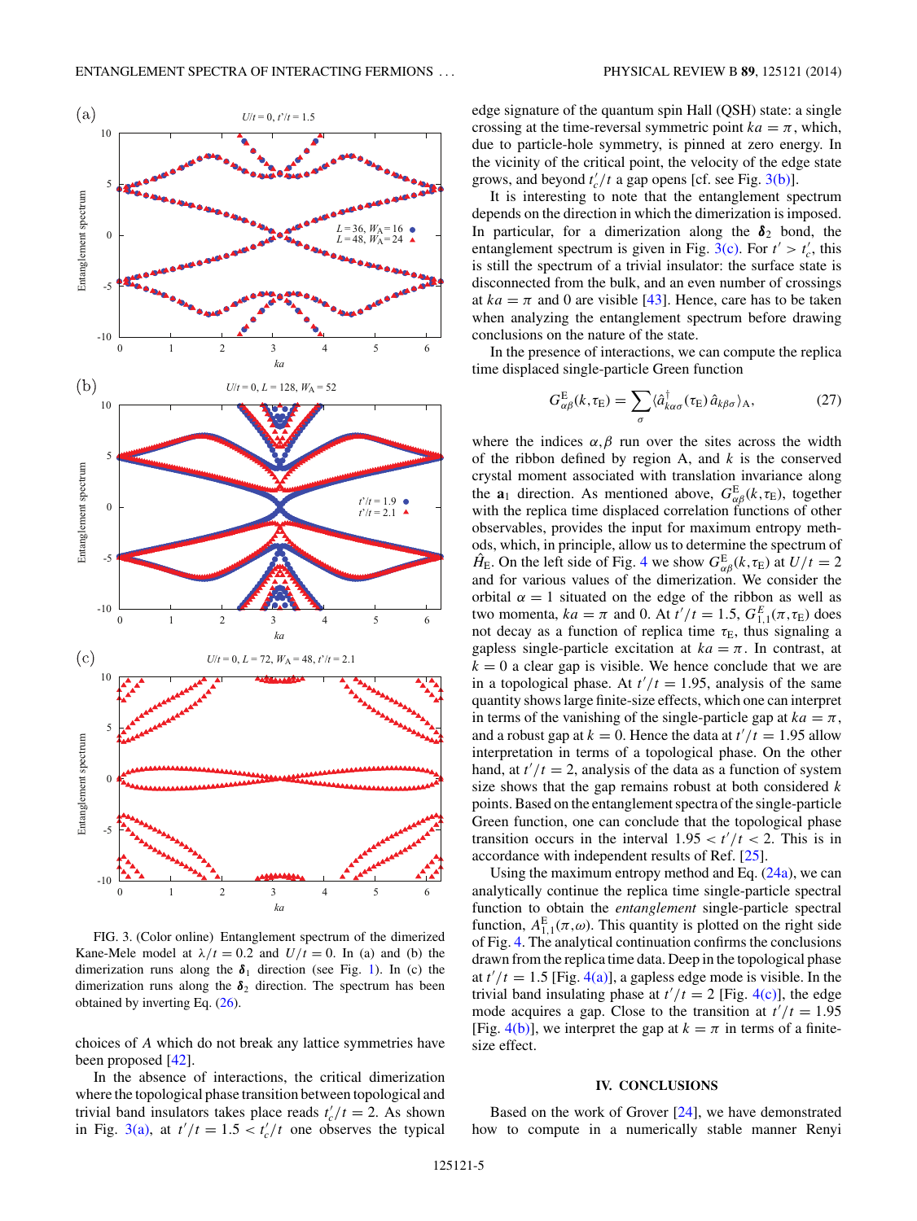FIG. 3. (Color online) Entanglement spectrum of the dimerized Kane-Mele model at $\lambda/t = 0.2$ and $U/t = 0$. In (a) and (b) the dimerization runs along the $\boldsymbol{\delta}_1$ direction (see Fig. 1). In (c) the dimerization runs along the $\boldsymbol{\delta}_2$ direction. The spectrum has been obtained by inverting Eq. (26).

choices of $A$ which do not break any lattice symmetries have been proposed [42].

In the absence of interactions, the critical dimerization where the topological phase transition between topological and trivial band insulators takes place reads $t'_c/t = 2$. As shown in Fig. 3(a), at $t'/t = 1.5 < t'_c/t$ one observes the typical edge signature of the quantum spin Hall (QSH) state: a single crossing at the time-reversal symmetric point $ka = \pi$, which, due to particle-hole symmetry, is pinned at zero energy. In the vicinity of the critical point, the velocity of the edge state grows, and beyond $t'_c/t$ a gap opens [cf. see Fig. 3(b)].

It is interesting to note that the entanglement spectrum depends on the direction in which the dimerization is imposed. In particular, for a dimerization along the $\boldsymbol{\delta}_2$ bond, the entanglement spectrum is given in Fig. 3(c). For $t' > t'_c$, this is still the spectrum of a trivial insulator: the surface state is disconnected from the bulk, and an even number of crossings at $ka = \pi$ and 0 are visible [43]. Hence, care has to be taken when analyzing the entanglement spectrum before drawing conclusions on the nature of the state.

In the presence of interactions, we can compute the replica time displaced single-particle Green function

$$G^{\mathrm{E}}_{\alpha\beta}(k,\tau_{\mathrm{E}}) = \sum_{\sigma} \langle \hat{a}^{\dagger}_{k\alpha\sigma}(\tau_{\mathrm{E}})\, \hat{a}_{k\beta\sigma} \rangle_{\mathrm{A}}, \tag{27}$$

where the indices $\alpha,\beta$ run over the sites across the width of the ribbon defined by region A, and $k$ is the conserved crystal moment associated with translation invariance along the $\mathbf{a}_1$ direction. As mentioned above, $G^{\mathrm{E}}_{\alpha\beta}(k,\tau_{\mathrm{E}})$, together with the replica time displaced correlation functions of other observables, provides the input for maximum entropy methods, which, in principle, allow us to determine the spectrum of $\hat{H}_{\mathrm{E}}$. On the left side of Fig. 4 we show $G^{\mathrm{E}}_{\alpha\beta}(k,\tau_{\mathrm{E}})$ at $U/t = 2$ and for various values of the dimerization. We consider the orbital $\alpha = 1$ situated on the edge of the ribbon as well as two momenta, $ka = \pi$ and 0. At $t'/t = 1.5$, $G^{E}_{1,1}(\pi,\tau_{\mathrm{E}})$ does not decay as a function of replica time $\tau_{\mathrm{E}}$, thus signaling a gapless single-particle excitation at $ka = \pi$. In contrast, at $k = 0$ a clear gap is visible. We hence conclude that we are in a topological phase. At $t'/t = 1.95$, analysis of the same quantity shows large finite-size effects, which one can interpret in terms of the vanishing of the single-particle gap at $ka = \pi$, and a robust gap at $k = 0$. Hence the data at $t'/t = 1.95$ allow interpretation in terms of a topological phase. On the other hand, at $t'/t = 2$, analysis of the data as a function of system size shows that the gap remains robust at both considered $k$ points. Based on the entanglement spectra of the single-particle Green function, one can conclude that the topological phase transition occurs in the interval $1.95 < t'/t < 2$. This is in accordance with independent results of Ref. [25].

Using the maximum entropy method and Eq. (24a), we can analytically continue the replica time single-particle spectral function to obtain the *entanglement* single-particle spectral function, $A^{\mathrm{E}}_{1,1}(\pi,\omega)$. This quantity is plotted on the right side of Fig. 4. The analytical continuation confirms the conclusions drawn from the replica time data. Deep in the topological phase at $t'/t = 1.5$ [Fig. 4(a)], a gapless edge mode is visible. In the trivial band insulating phase at $t'/t = 2$ [Fig. 4(c)], the edge mode acquires a gap. Close to the transition at $t'/t = 1.95$ [Fig. 4(b)], we interpret the gap at $k = \pi$ in terms of a finite-size effect.

## IV. CONCLUSIONS

Based on the work of Grover [24], we have demonstrated how to compute in a numerically stable manner Renyi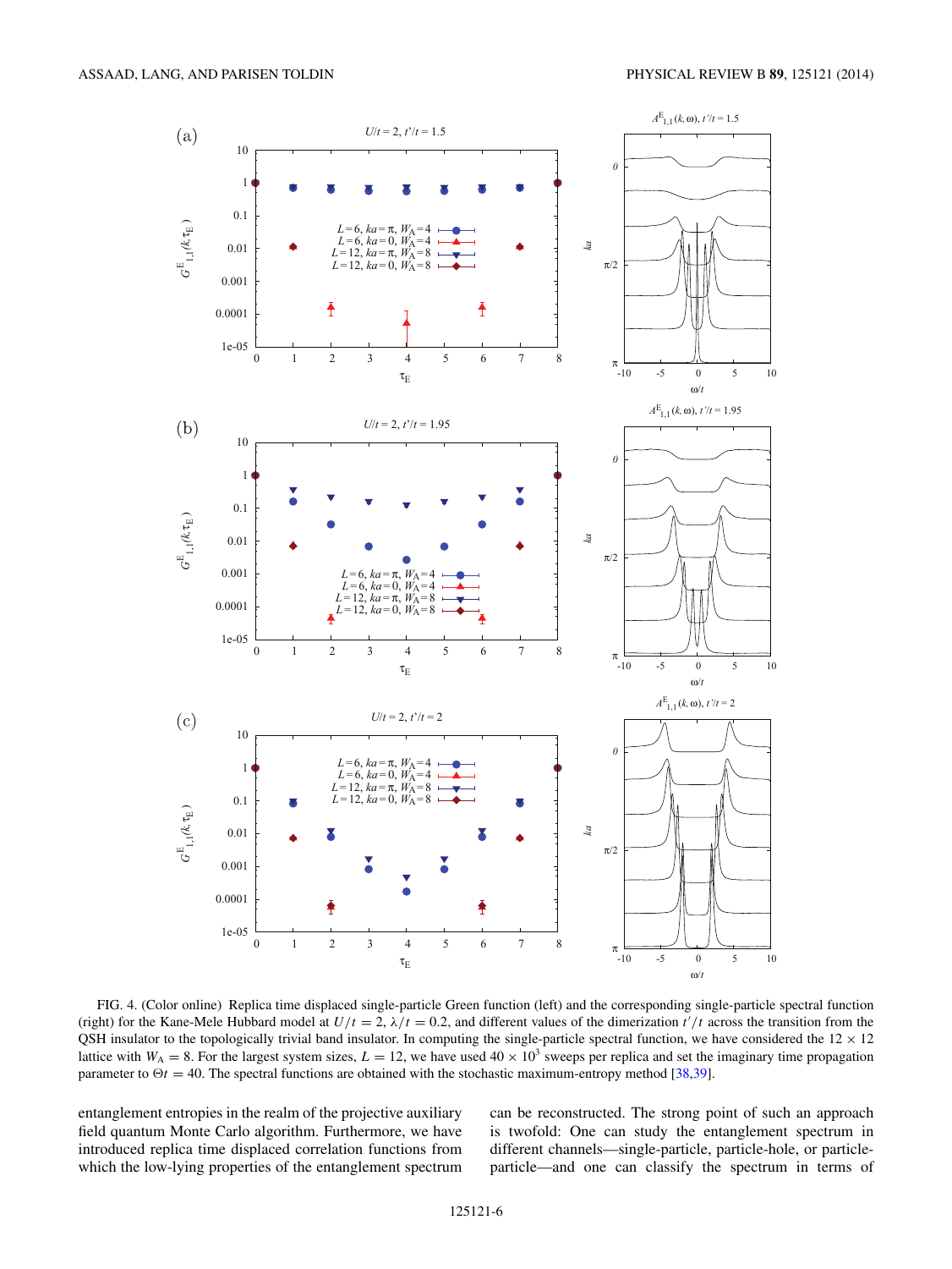FIG. 4. (Color online) Replica time displaced single-particle Green function (left) and the corresponding single-particle spectral function (right) for the Kane-Mele Hubbard model at $U/t = 2$, $\lambda/t = 0.2$, and different values of the dimerization $t'/t$ across the transition from the QSH insulator to the topologically trivial band insulator. In computing the single-particle spectral function, we have considered the $12 \times 12$ lattice with $W_A = 8$. For the largest system sizes, $L = 12$, we have used $40 \times 10^3$ sweeps per replica and set the imaginary time propagation parameter to $\Theta t = 40$. The spectral functions are obtained with the stochastic maximum-entropy method [38,39].

entanglement entropies in the realm of the projective auxiliary field quantum Monte Carlo algorithm. Furthermore, we have introduced replica time displaced correlation functions from which the low-lying properties of the entanglement spectrum can be reconstructed. The strong point of such an approach is twofold: One can study the entanglement spectrum in different channels—single-particle, particle-hole, or particle-particle—and one can classify the spectrum in terms of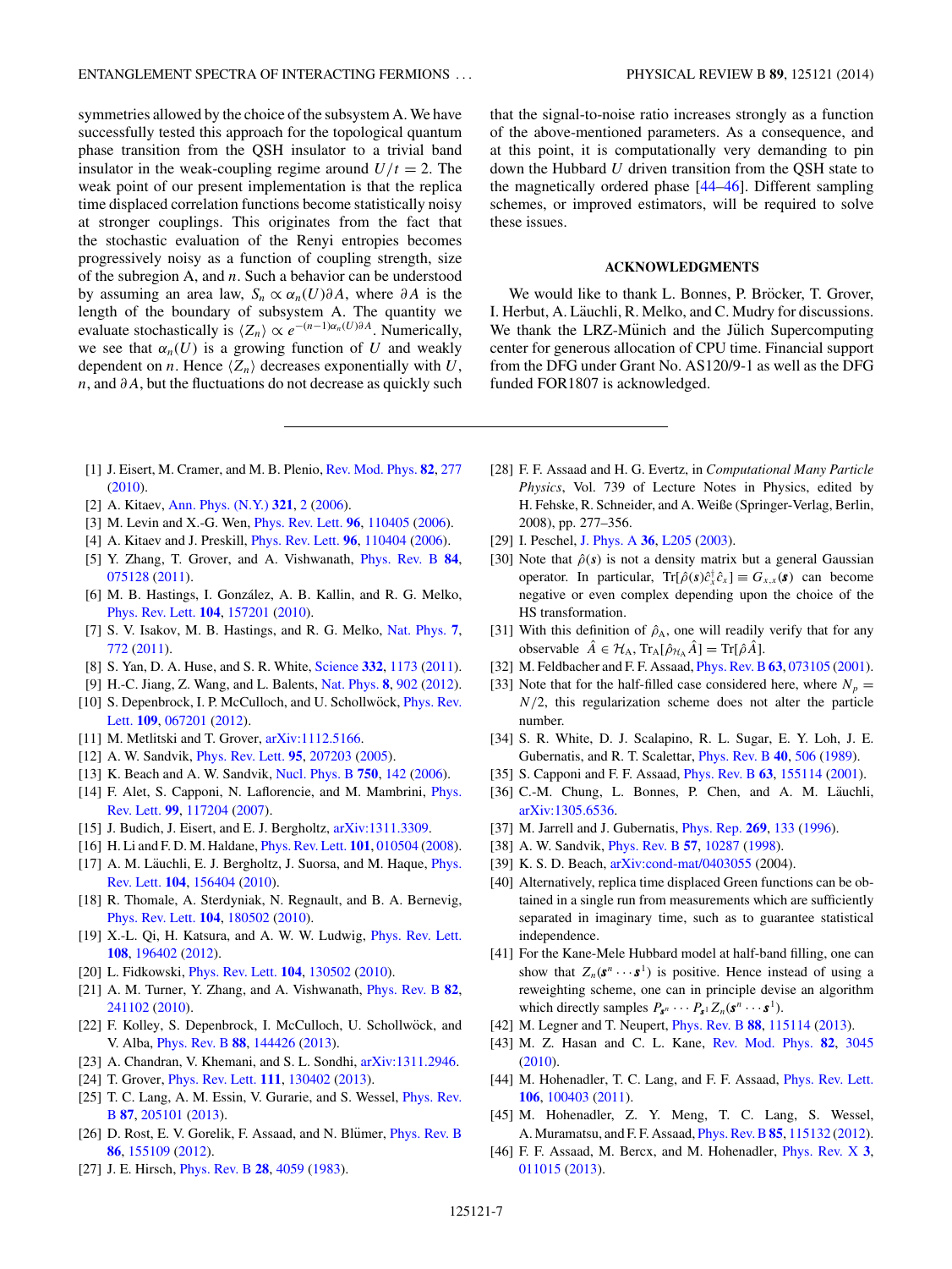symmetries allowed by the choice of the subsystem A. We have successfully tested this approach for the topological quantum phase transition from the QSH insulator to a trivial band insulator in the weak-coupling regime around $U/t = 2$. The weak point of our present implementation is that the replica time displaced correlation functions become statistically noisy at stronger couplings. This originates from the fact that the stochastic evaluation of the Renyi entropies becomes progressively noisy as a function of coupling strength, size of the subregion A, and $n$. Such a behavior can be understood by assuming an area law, $S_n \propto \alpha_n(U)\partial A$, where $\partial A$ is the length of the boundary of subsystem A. The quantity we evaluate stochastically is $\langle Z_n \rangle \propto e^{-(n-1)\alpha_n(U)\partial A}$. Numerically, we see that $\alpha_n(U)$ is a growing function of $U$ and weakly dependent on $n$. Hence $\langle Z_n \rangle$ decreases exponentially with $U$, $n$, and $\partial A$, but the fluctuations do not decrease as quickly such that the signal-to-noise ratio increases strongly as a function of the above-mentioned parameters. As a consequence, and at this point, it is computationally very demanding to pin down the Hubbard $U$ driven transition from the QSH state to the magnetically ordered phase [44–46]. Different sampling schemes, or improved estimators, will be required to solve these issues.

## ACKNOWLEDGMENTS

We would like to thank L. Bonnes, P. Bröcker, T. Grover, I. Herbut, A. Läuchli, R. Melko, and C. Mudry for discussions. We thank the LRZ-Münich and the Jülich Supercomputing center for generous allocation of CPU time. Financial support from the DFG under Grant No. AS120/9-1 as well as the DFG funded FOR1807 is acknowledged.

---

[1] J. Eisert, M. Cramer, and M. B. Plenio, Rev. Mod. Phys. **82**, 277 (2010).

[2] A. Kitaev, Ann. Phys. (N.Y.) **321**, 2 (2006).

[3] M. Levin and X.-G. Wen, Phys. Rev. Lett. **96**, 110405 (2006).

[4] A. Kitaev and J. Preskill, Phys. Rev. Lett. **96**, 110404 (2006).

[5] Y. Zhang, T. Grover, and A. Vishwanath, Phys. Rev. B **84**, 075128 (2011).

[6] M. B. Hastings, I. González, A. B. Kallin, and R. G. Melko, Phys. Rev. Lett. **104**, 157201 (2010).

[7] S. V. Isakov, M. B. Hastings, and R. G. Melko, Nat. Phys. **7**, 772 (2011).

[8] S. Yan, D. A. Huse, and S. R. White, Science **332**, 1173 (2011).

[9] H.-C. Jiang, Z. Wang, and L. Balents, Nat. Phys. **8**, 902 (2012).

[10] S. Depenbrock, I. P. McCulloch, and U. Schollwöck, Phys. Rev. Lett. **109**, 067201 (2012).

[11] M. Metlitski and T. Grover, arXiv:1112.5166.

[12] A. W. Sandvik, Phys. Rev. Lett. **95**, 207203 (2005).

[13] K. Beach and A. W. Sandvik, Nucl. Phys. B **750**, 142 (2006).

[14] F. Alet, S. Capponi, N. Laflorencie, and M. Mambrini, Phys. Rev. Lett. **99**, 117204 (2007).

[15] J. Budich, J. Eisert, and E. J. Bergholtz, arXiv:1311.3309.

[16] H. Li and F. D. M. Haldane, Phys. Rev. Lett. **101**, 010504 (2008).

[17] A. M. Läuchli, E. J. Bergholtz, J. Suorsa, and M. Haque, Phys. Rev. Lett. **104**, 156404 (2010).

[18] R. Thomale, A. Sterdyniak, N. Regnault, and B. A. Bernevig, Phys. Rev. Lett. **104**, 180502 (2010).

[19] X.-L. Qi, H. Katsura, and A. W. W. Ludwig, Phys. Rev. Lett. **108**, 196402 (2012).

[20] L. Fidkowski, Phys. Rev. Lett. **104**, 130502 (2010).

[21] A. M. Turner, Y. Zhang, and A. Vishwanath, Phys. Rev. B **82**, 241102 (2010).

[22] F. Kolley, S. Depenbrock, I. McCulloch, U. Schollwöck, and V. Alba, Phys. Rev. B **88**, 144426 (2013).

[23] A. Chandran, V. Khemani, and S. L. Sondhi, arXiv:1311.2946.

[24] T. Grover, Phys. Rev. Lett. **111**, 130402 (2013).

[25] T. C. Lang, A. M. Essin, V. Gurarie, and S. Wessel, Phys. Rev. B **87**, 205101 (2013).

[26] D. Rost, E. V. Gorelik, F. Assaad, and N. Blümer, Phys. Rev. B **86**, 155109 (2012).

[27] J. E. Hirsch, Phys. Rev. B **28**, 4059 (1983).

[28] F. F. Assaad and H. G. Evertz, in *Computational Many Particle Physics*, Vol. 739 of Lecture Notes in Physics, edited by H. Fehske, R. Schneider, and A. Weiße (Springer-Verlag, Berlin, 2008), pp. 277–356.

[29] I. Peschel, J. Phys. A **36**, L205 (2003).

[30] Note that $\hat{\rho}(s)$ is not a density matrix but a general Gaussian operator. In particular, $\mathrm{Tr}[\hat{\rho}(s)\hat{c}_x^\dagger \hat{c}_x] \equiv G_{x,x}(s)$ can become negative or even complex depending upon the choice of the HS transformation.

[31] With this definition of $\hat{\rho}_A$, one will readily verify that for any observable $\hat{A} \in \mathcal{H}_A$, $\mathrm{Tr}_A[\hat{\rho}_{\mathcal{H}_A}\hat{A}] = \mathrm{Tr}[\hat{\rho}\hat{A}]$.

[32] M. Feldbacher and F. F. Assaad, Phys. Rev. B **63**, 073105 (2001).

[33] Note that for the half-filled case considered here, where $N_p = N/2$, this regularization scheme does not alter the particle number.

[34] S. R. White, D. J. Scalapino, R. L. Sugar, E. Y. Loh, J. E. Gubernatis, and R. T. Scalettar, Phys. Rev. B **40**, 506 (1989).

[35] S. Capponi and F. F. Assaad, Phys. Rev. B **63**, 155114 (2001).

[36] C.-M. Chung, L. Bonnes, P. Chen, and A. M. Läuchli, arXiv:1305.6536.

[37] M. Jarrell and J. Gubernatis, Phys. Rep. **269**, 133 (1996).

[38] A. W. Sandvik, Phys. Rev. B **57**, 10287 (1998).

[39] K. S. D. Beach, arXiv:cond-mat/0403055 (2004).

[40] Alternatively, replica time displaced Green functions can be obtained in a single run from measurements which are sufficiently separated in imaginary time, such as to guarantee statistical independence.

[41] For the Kane-Mele Hubbard model at half-band filling, one can show that $Z_n(\boldsymbol{s}^n \cdots \boldsymbol{s}^1)$ is positive. Hence instead of using a reweighting scheme, one can in principle devise an algorithm which directly samples $P_{\boldsymbol{s}^n} \cdots P_{\boldsymbol{s}^1} Z_n(\boldsymbol{s}^n \cdots \boldsymbol{s}^1)$.

[42] M. Legner and T. Neupert, Phys. Rev. B **88**, 115114 (2013).

[43] M. Z. Hasan and C. L. Kane, Rev. Mod. Phys. **82**, 3045 (2010).

[44] M. Hohenadler, T. C. Lang, and F. F. Assaad, Phys. Rev. Lett. **106**, 100403 (2011).

[45] M. Hohenadler, Z. Y. Meng, T. C. Lang, S. Wessel, A. Muramatsu, and F. F. Assaad, Phys. Rev. B **85**, 115132 (2012).

[46] F. F. Assaad, M. Bercx, and M. Hohenadler, Phys. Rev. X **3**, 011015 (2013).